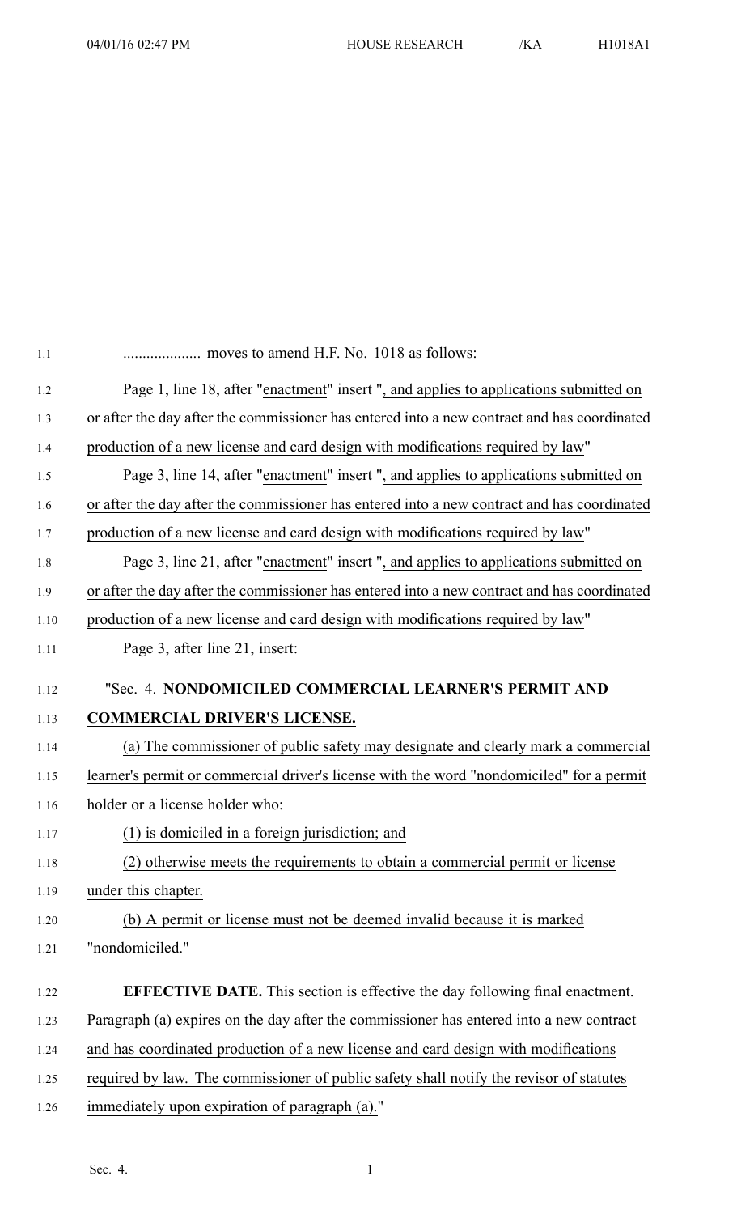.................... moves to amend H.F. No. 1018 as follows:

Page 1, line 18, after "enactment" insert ", and applies to applications submitted on or after the day after the commissioner has entered into a new contract and has coordinated production of a new license and card design with modifications required by law"

Page 3, line 14, after "enactment" insert ", and applies to applications submitted on or after the day after the commissioner has entered into a new contract and has coordinated production of a new license and card design with modifications required by law"

Page 3, line 21, after "enactment" insert ", and applies to applications submitted on or after the day after the commissioner has entered into a new contract and has coordinated production of a new license and card design with modifications required by law"

Page 3, after line 21, insert:

"Sec. 4. **NONDOMICILED COMMERCIAL LEARNER'S PERMIT AND COMMERCIAL DRIVER'S LICENSE.**

(a) The commissioner of public safety may designate and clearly mark a commercial learner's permit or commercial driver's license with the word "nondomiciled" for a permit holder or a license holder who:

(1) is domiciled in a foreign jurisdiction; and

(2) otherwise meets the requirements to obtain a commercial permit or license under this chapter.

(b) A permit or license must not be deemed invalid because it is marked "nondomiciled."

**EFFECTIVE DATE.** This section is effective the day following final enactment. Paragraph (a) expires on the day after the commissioner has entered into a new contract and has coordinated production of a new license and card design with modifications required by law. The commissioner of public safety shall notify the revisor of statutes immediately upon expiration of paragraph (a)."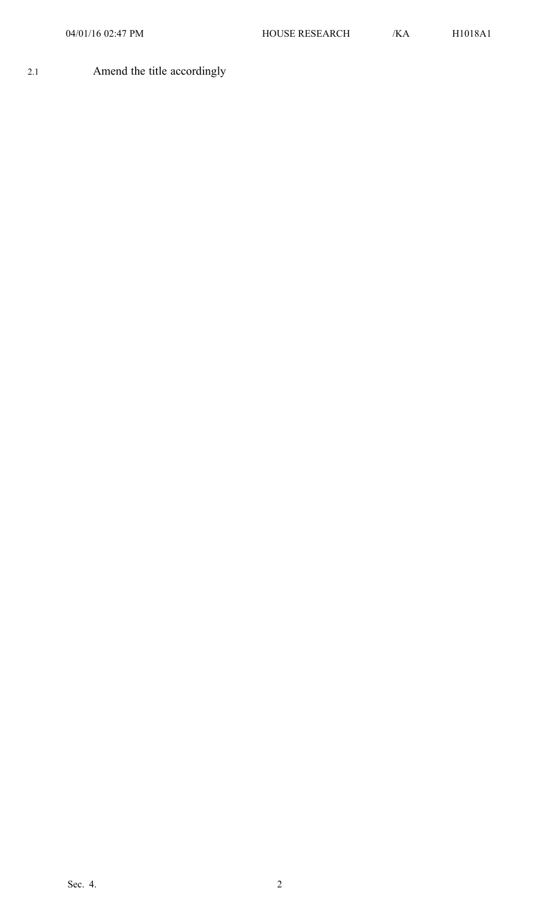Amend the title accordingly